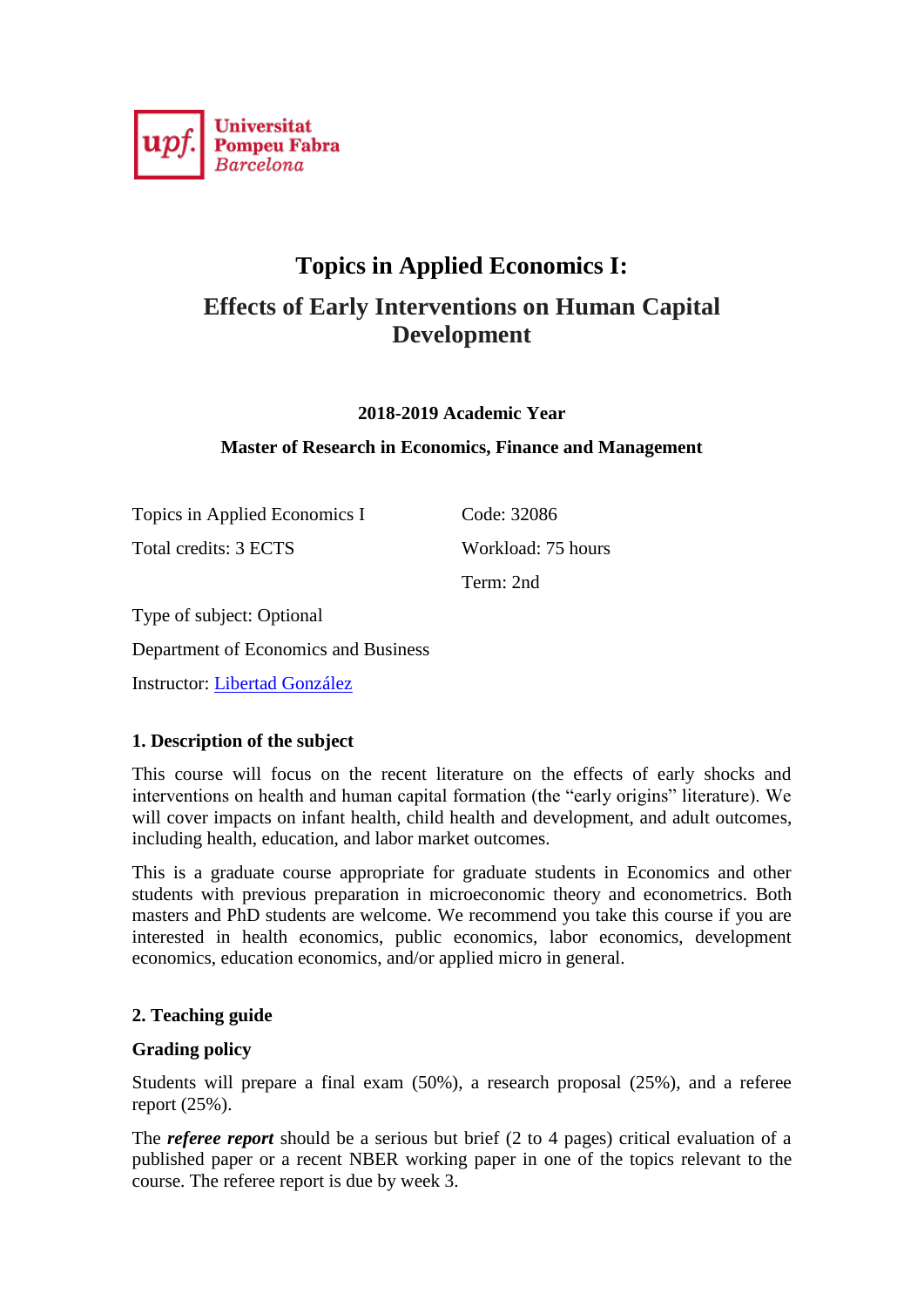Universitat Pompeu Fabra Barcelona

# Topics in Applied Economics I:

## Effects of Early Interventions on Human Capital Development

**2018-2019 Academic Year**

**Master of Research in Economics, Finance and Management**

Topics in Applied Economics I

Code: 32086

Total credits: 3 ECTS

Workload: 75 hours

Term: 2nd

Type of subject: Optional

Department of Economics and Business

Instructor: [Libertad González]

### 1. Description of the subject

This course will focus on the recent literature on the effects of early shocks and interventions on health and human capital formation (the "early origins" literature). We will cover impacts on infant health, child health and development, and adult outcomes, including health, education, and labor market outcomes.

This is a graduate course appropriate for graduate students in Economics and other students with previous preparation in microeconomic theory and econometrics. Both masters and PhD students are welcome. We recommend you take this course if you are interested in health economics, public economics, labor economics, development economics, education economics, and/or applied micro in general.

### 2. Teaching guide

#### Grading policy

Students will prepare a final exam (50%), a research proposal (25%), and a referee report (25%).

The ***referee report*** should be a serious but brief (2 to 4 pages) critical evaluation of a published paper or a recent NBER working paper in one of the topics relevant to the course. The referee report is due by week 3.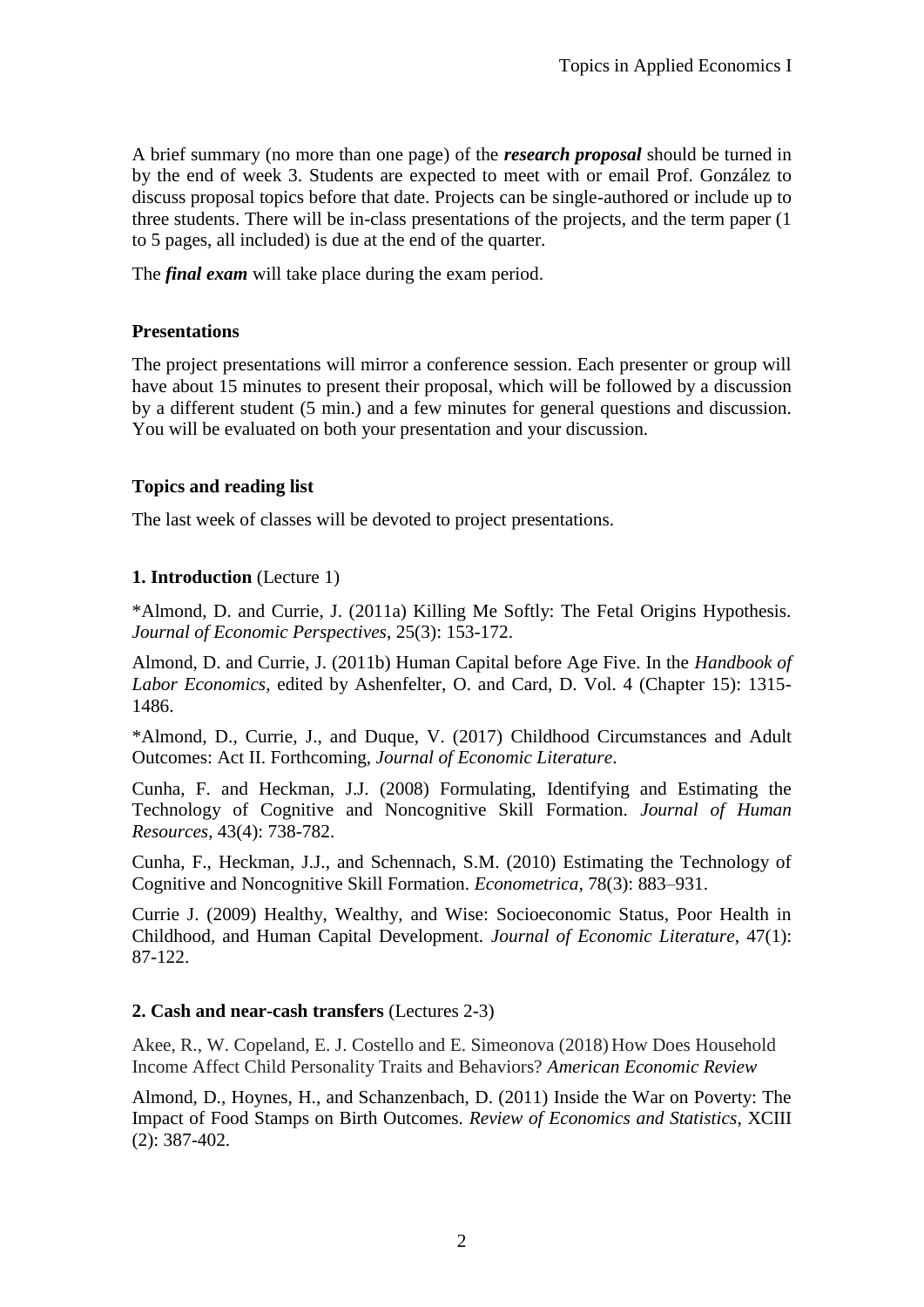A brief summary (no more than one page) of the ***research proposal*** should be turned in by the end of week 3. Students are expected to meet with or email Prof. González to discuss proposal topics before that date. Projects can be single-authored or include up to three students. There will be in-class presentations of the projects, and the term paper (1 to 5 pages, all included) is due at the end of the quarter.

The ***final exam*** will take place during the exam period.

**Presentations**

The project presentations will mirror a conference session. Each presenter or group will have about 15 minutes to present their proposal, which will be followed by a discussion by a different student (5 min.) and a few minutes for general questions and discussion. You will be evaluated on both your presentation and your discussion.

**Topics and reading list**

The last week of classes will be devoted to project presentations.

**1. Introduction** (Lecture 1)

*Almond, D. and Currie, J. (2011a) Killing Me Softly: The Fetal Origins Hypothesis. *Journal of Economic Perspectives*, 25(3): 153-172.

Almond, D. and Currie, J. (2011b) Human Capital before Age Five. In the *Handbook of Labor Economics*, edited by Ashenfelter, O. and Card, D. Vol. 4 (Chapter 15): 1315-1486.

*Almond, D., Currie, J., and Duque, V. (2017) Childhood Circumstances and Adult Outcomes: Act II. Forthcoming, *Journal of Economic Literature*.

Cunha, F. and Heckman, J.J. (2008) Formulating, Identifying and Estimating the Technology of Cognitive and Noncognitive Skill Formation. *Journal of Human Resources*, 43(4): 738-782.

Cunha, F., Heckman, J.J., and Schennach, S.M. (2010) Estimating the Technology of Cognitive and Noncognitive Skill Formation. *Econometrica*, 78(3): 883–931.

Currie J. (2009) Healthy, Wealthy, and Wise: Socioeconomic Status, Poor Health in Childhood, and Human Capital Development. *Journal of Economic Literature*, 47(1): 87-122.

**2. Cash and near-cash transfers** (Lectures 2-3)

Akee, R., W. Copeland, E. J. Costello and E. Simeonova (2018) How Does Household Income Affect Child Personality Traits and Behaviors? *American Economic Review*

Almond, D., Hoynes, H., and Schanzenbach, D. (2011) Inside the War on Poverty: The Impact of Food Stamps on Birth Outcomes. *Review of Economics and Statistics*, XCIII (2): 387-402.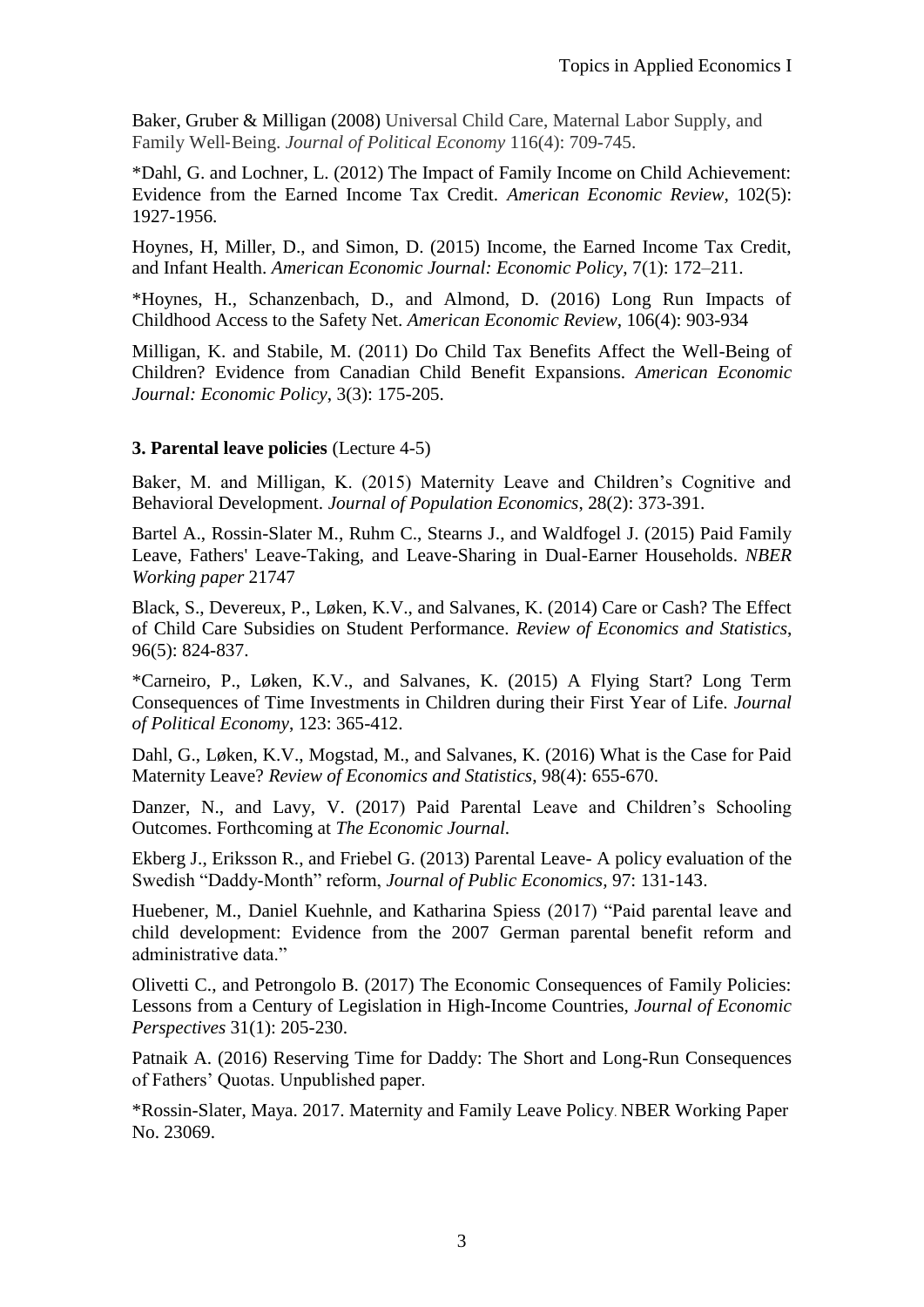Baker, Gruber & Milligan (2008) Universal Child Care, Maternal Labor Supply, and Family Well‐Being. *Journal of Political Economy* 116(4): 709-745.

*Dahl, G. and Lochner, L. (2012) The Impact of Family Income on Child Achievement: Evidence from the Earned Income Tax Credit. *American Economic Review*, 102(5): 1927-1956.

Hoynes, H, Miller, D., and Simon, D. (2015) Income, the Earned Income Tax Credit, and Infant Health. *American Economic Journal: Economic Policy*, 7(1): 172–211.

*Hoynes, H., Schanzenbach, D., and Almond, D. (2016) Long Run Impacts of Childhood Access to the Safety Net. *American Economic Review*, 106(4): 903-934

Milligan, K. and Stabile, M. (2011) Do Child Tax Benefits Affect the Well-Being of Children? Evidence from Canadian Child Benefit Expansions. *American Economic Journal: Economic Policy*, 3(3): 175-205.

**3. Parental leave policies** (Lecture 4-5)

Baker, M. and Milligan, K. (2015) Maternity Leave and Children's Cognitive and Behavioral Development. *Journal of Population Economics*, 28(2): 373-391.

Bartel A., Rossin-Slater M., Ruhm C., Stearns J., and Waldfogel J. (2015) Paid Family Leave, Fathers' Leave-Taking, and Leave-Sharing in Dual-Earner Households. *NBER Working paper* 21747

Black, S., Devereux, P., Løken, K.V., and Salvanes, K. (2014) Care or Cash? The Effect of Child Care Subsidies on Student Performance. *Review of Economics and Statistics*, 96(5): 824-837.

*Carneiro, P., Løken, K.V., and Salvanes, K. (2015) A Flying Start? Long Term Consequences of Time Investments in Children during their First Year of Life. *Journal of Political Economy*, 123: 365-412.

Dahl, G., Løken, K.V., Mogstad, M., and Salvanes, K. (2016) What is the Case for Paid Maternity Leave? *Review of Economics and Statistics*, 98(4): 655-670.

Danzer, N., and Lavy, V. (2017) Paid Parental Leave and Children's Schooling Outcomes. Forthcoming at *The Economic Journal*.

Ekberg J., Eriksson R., and Friebel G. (2013) Parental Leave- A policy evaluation of the Swedish "Daddy-Month" reform, *Journal of Public Economics*, 97: 131-143.

Huebener, M., Daniel Kuehnle, and Katharina Spiess (2017) "Paid parental leave and child development: Evidence from the 2007 German parental benefit reform and administrative data."

Olivetti C., and Petrongolo B. (2017) The Economic Consequences of Family Policies: Lessons from a Century of Legislation in High-Income Countries, *Journal of Economic Perspectives* 31(1): 205-230.

Patnaik A. (2016) Reserving Time for Daddy: The Short and Long-Run Consequences of Fathers' Quotas. Unpublished paper.

*Rossin-Slater, Maya. 2017. Maternity and Family Leave Policy. NBER Working Paper No. 23069.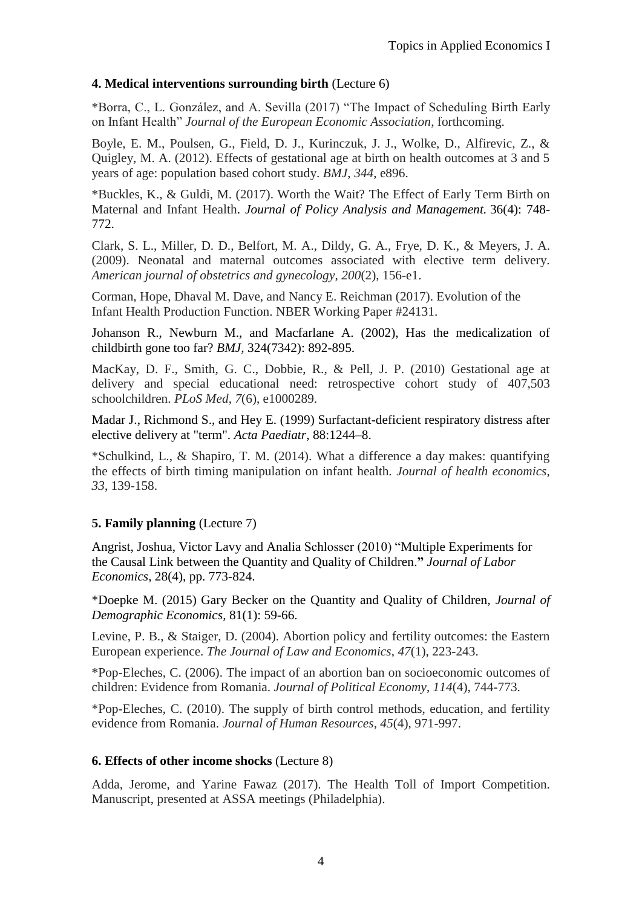### 4. Medical interventions surrounding birth (Lecture 6)

*Borra, C., L. González, and A. Sevilla (2017) "The Impact of Scheduling Birth Early on Infant Health" *Journal of the European Economic Association*, forthcoming.

Boyle, E. M., Poulsen, G., Field, D. J., Kurinczuk, J. J., Wolke, D., Alfirevic, Z., & Quigley, M. A. (2012). Effects of gestational age at birth on health outcomes at 3 and 5 years of age: population based cohort study. *BMJ*, *344*, e896.

*Buckles, K., & Guldi, M. (2017). Worth the Wait? The Effect of Early Term Birth on Maternal and Infant Health. *Journal of Policy Analysis and Management*. 36(4): 748-772.

Clark, S. L., Miller, D. D., Belfort, M. A., Dildy, G. A., Frye, D. K., & Meyers, J. A. (2009). Neonatal and maternal outcomes associated with elective term delivery. *American journal of obstetrics and gynecology*, *200*(2), 156-e1.

Corman, Hope, Dhaval M. Dave, and Nancy E. Reichman (2017). Evolution of the Infant Health Production Function. NBER Working Paper #24131.

Johanson R., Newburn M., and Macfarlane A. (2002), Has the medicalization of childbirth gone too far? *BMJ*, 324(7342): 892-895.

MacKay, D. F., Smith, G. C., Dobbie, R., & Pell, J. P. (2010) Gestational age at delivery and special educational need: retrospective cohort study of 407,503 schoolchildren. *PLoS Med*, *7*(6), e1000289.

Madar J., Richmond S., and Hey E. (1999) Surfactant-deficient respiratory distress after elective delivery at "term". *Acta Paediatr*, 88:1244–8.

*Schulkind, L., & Shapiro, T. M. (2014). What a difference a day makes: quantifying the effects of birth timing manipulation on infant health. *Journal of health economics*, *33*, 139-158.

### 5. Family planning (Lecture 7)

Angrist, Joshua, Victor Lavy and Analia Schlosser (2010) "Multiple Experiments for the Causal Link between the Quantity and Quality of Children." *Journal of Labor Economics*, 28(4), pp. 773-824.

*Doepke M. (2015) Gary Becker on the Quantity and Quality of Children, *Journal of Demographic Economics*, 81(1): 59-66.

Levine, P. B., & Staiger, D. (2004). Abortion policy and fertility outcomes: the Eastern European experience. *The Journal of Law and Economics*, *47*(1), 223-243.

*Pop-Eleches, C. (2006). The impact of an abortion ban on socioeconomic outcomes of children: Evidence from Romania. *Journal of Political Economy*, *114*(4), 744-773.

*Pop-Eleches, C. (2010). The supply of birth control methods, education, and fertility evidence from Romania. *Journal of Human Resources*, *45*(4), 971-997.

### 6. Effects of other income shocks (Lecture 8)

Adda, Jerome, and Yarine Fawaz (2017). The Health Toll of Import Competition. Manuscript, presented at ASSA meetings (Philadelphia).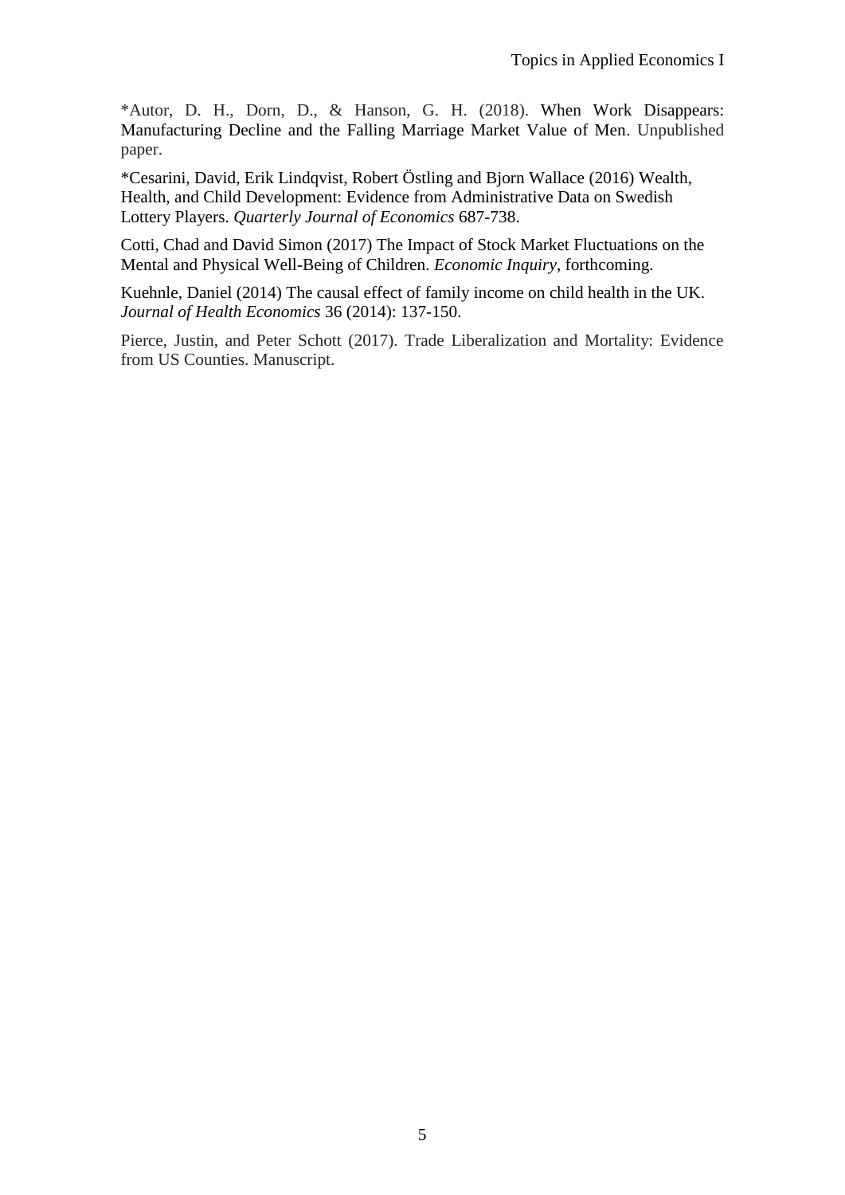*Autor, D. H., Dorn, D., & Hanson, G. H. (2018). When Work Disappears: Manufacturing Decline and the Falling Marriage Market Value of Men. Unpublished paper.

*Cesarini, David, Erik Lindqvist, Robert Östling and Bjorn Wallace (2016) Wealth, Health, and Child Development: Evidence from Administrative Data on Swedish Lottery Players. *Quarterly Journal of Economics* 687-738.

Cotti, Chad and David Simon (2017) The Impact of Stock Market Fluctuations on the Mental and Physical Well-Being of Children. *Economic Inquiry*, forthcoming.

Kuehnle, Daniel (2014) The causal effect of family income on child health in the UK. *Journal of Health Economics* 36 (2014): 137-150.

Pierce, Justin, and Peter Schott (2017). Trade Liberalization and Mortality: Evidence from US Counties. Manuscript.